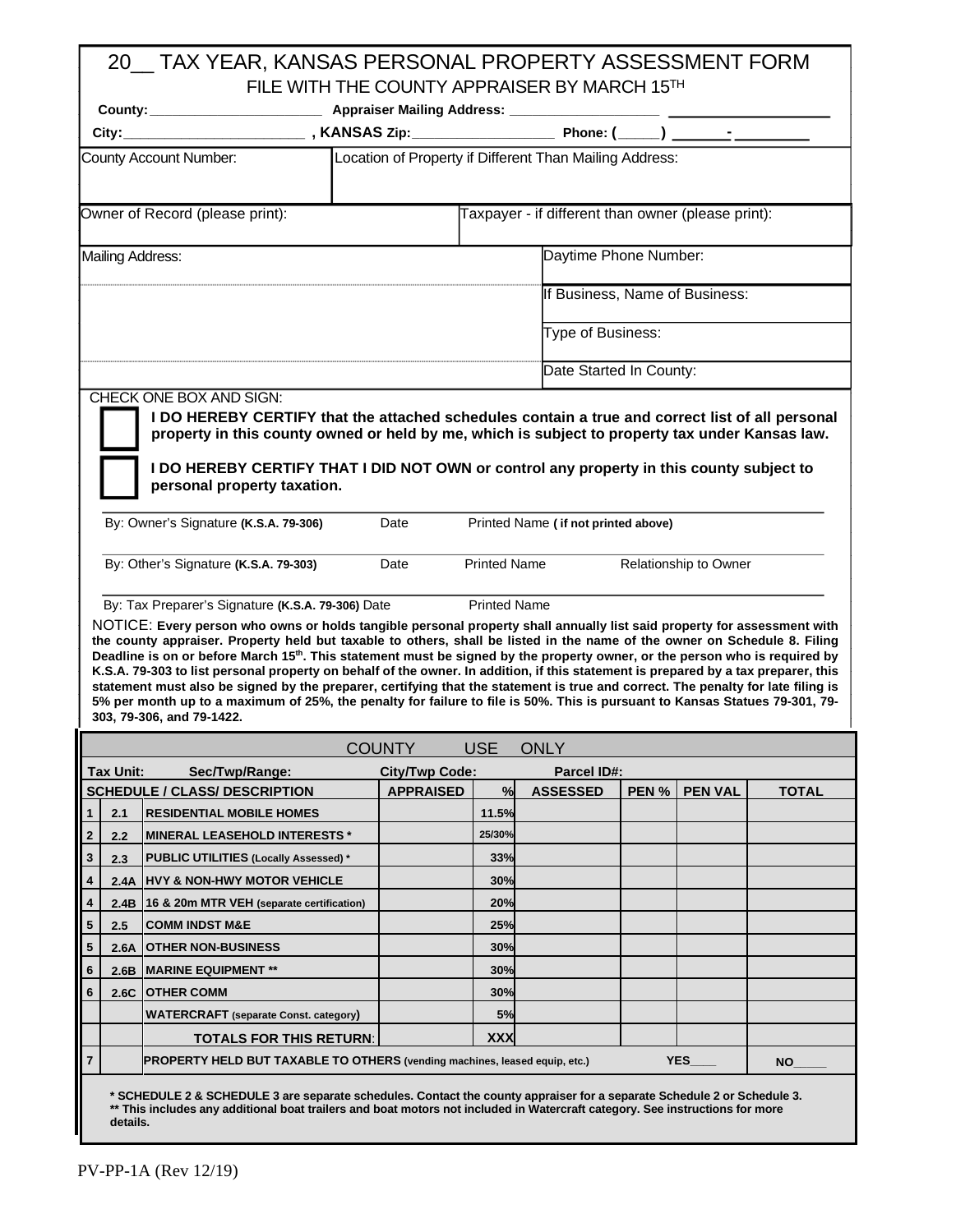# 20__ TAX YEAR, KANSAS PERSONAL PROPERTY ASSESSMENT FORM

FILE WITH THE COUNTY APPRAISER BY MARCH 15TH

**County:**______________________ **Appraiser Mailing Address:** ____________________ ____________________

**City:**______________________ **, KANSAS Zip:**__________________ **Phone: (**_____**)** _______-_________

| County Account Number: | Location of Property if Different Than Mailing Address: |
|---|---|
| | |

| Owner of Record (please print): | Taxpayer - if different than owner (please print): |
|---|---|
| | |

| Mailing Address: | Daytime Phone Number: |
|---|---|
| | If Business, Name of Business: |
| | Type of Business: |
| | Date Started In County: |

CHECK ONE BOX AND SIGN:

☐ **I DO HEREBY CERTIFY that the attached schedules contain a true and correct list of all personal property in this county owned or held by me, which is subject to property tax under Kansas law.**

☐ **I DO HEREBY CERTIFY THAT I DID NOT OWN or control any property in this county subject to personal property taxation.**

By: Owner's Signature **(K.S.A. 79-306)** Date Printed Name **( if not printed above)**

By: Other's Signature **(K.S.A. 79-303)** Date Printed Name Relationship to Owner

By: Tax Preparer's Signature **(K.S.A. 79-306)** Date Printed Name

NOTICE: **Every person who owns or holds tangible personal property shall annually list said property for assessment with the county appraiser. Property held but taxable to others, shall be listed in the name of the owner on Schedule 8. Filing Deadline is on or before March 15th. This statement must be signed by the property owner, or the person who is required by K.S.A. 79-303 to list personal property on behalf of the owner. In addition, if this statement is prepared by a tax preparer, this statement must also be signed by the preparer, certifying that the statement is true and correct. The penalty for late filing is 5% per month up to a maximum of 25%, the penalty for failure to file is 50%. This is pursuant to Kansas Statues 79-301, 79-303, 79-306, and 79-1422.**

## COUNTY USE ONLY

**Tax Unit:** **Sec/Twp/Range:** **City/Twp Code:** **Parcel ID#:**

| SCHEDULE / CLASS/ DESCRIPTION | | | APPRAISED | % | ASSESSED | PEN % | PEN VAL | TOTAL |
|---|---|---|---|---|---|---|---|---|
| 1 | 2.1 | RESIDENTIAL MOBILE HOMES | | 11.5% | | | | |
| 2 | 2.2 | MINERAL LEASEHOLD INTERESTS * | | 25/30% | | | | |
| 3 | 2.3 | PUBLIC UTILITIES (Locally Assessed) * | | 33% | | | | |
| 4 | 2.4A | HVY & NON-HWY MOTOR VEHICLE | | 30% | | | | |
| 4 | 2.4B | 16 & 20m MTR VEH (separate certification) | | 20% | | | | |
| 5 | 2.5 | COMM INDST M&E | | 25% | | | | |
| 5 | 2.6A | OTHER NON-BUSINESS | | 30% | | | | |
| 6 | 2.6B | MARINE EQUIPMENT ** | | 30% | | | | |
| 6 | 2.6C | OTHER COMM | | 30% | | | | |
| | | WATERCRAFT (separate Const. category) | | 5% | | | | |
| | | TOTALS FOR THIS RETURN: | | XXX | | | | |
| 7 | | PROPERTY HELD BUT TAXABLE TO OTHERS (vending machines, leased equip, etc.) | | | | YES____ | | NO_____ |

**\* SCHEDULE 2 & SCHEDULE 3 are separate schedules. Contact the county appraiser for a separate Schedule 2 or Schedule 3.**
**\*\* This includes any additional boat trailers and boat motors not included in Watercraft category. See instructions for more details.**

PV-PP-1A (Rev 12/19)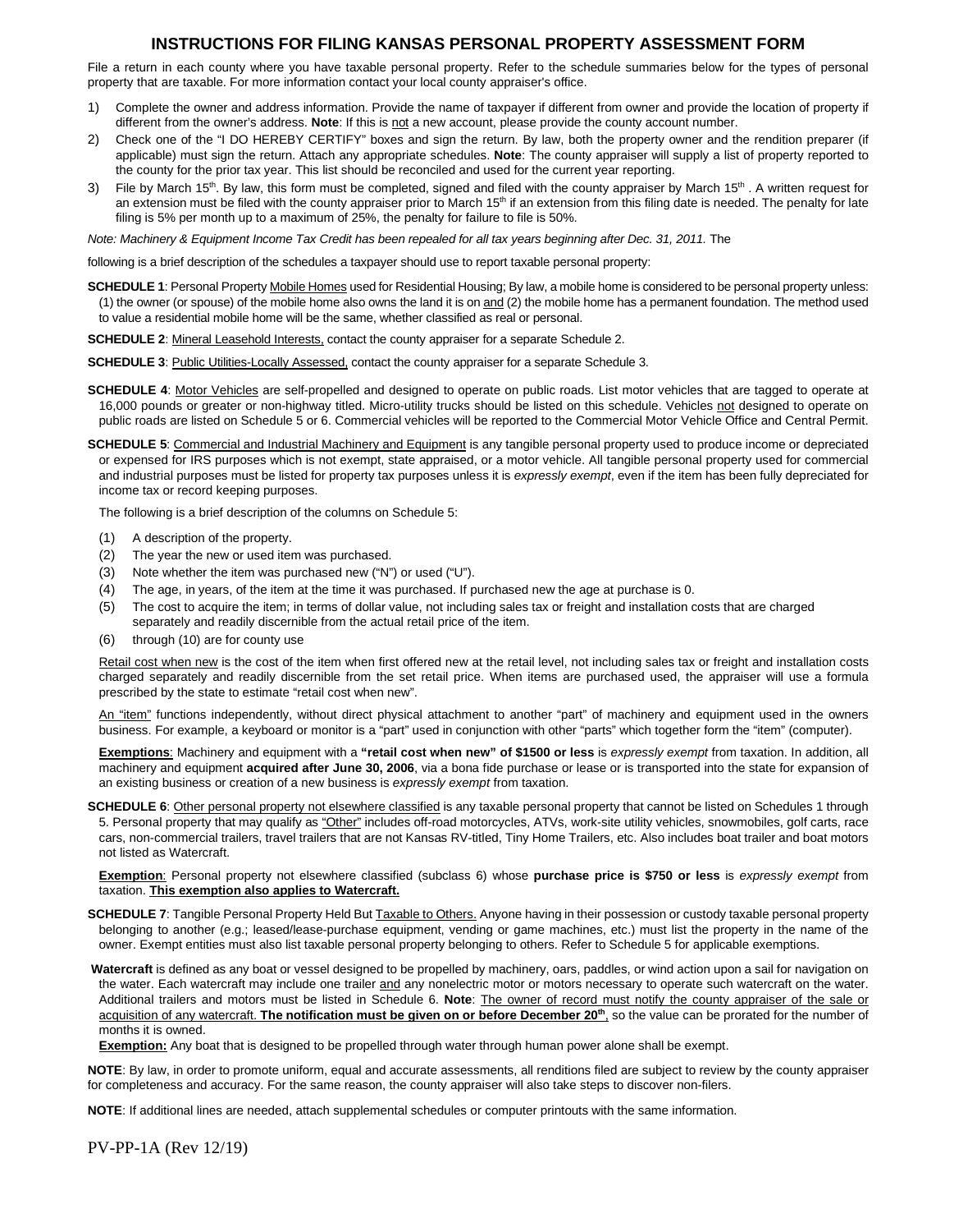# INSTRUCTIONS FOR FILING KANSAS PERSONAL PROPERTY ASSESSMENT FORM

File a return in each county where you have taxable personal property. Refer to the schedule summaries below for the types of personal property that are taxable. For more information contact your local county appraiser's office.

1) Complete the owner and address information. Provide the name of taxpayer if different from owner and provide the location of property if different from the owner's address. **Note**: If this is not a new account, please provide the county account number.
2) Check one of the "I DO HEREBY CERTIFY" boxes and sign the return. By law, both the property owner and the rendition preparer (if applicable) must sign the return. Attach any appropriate schedules. **Note**: The county appraiser will supply a list of property reported to the county for the prior tax year. This list should be reconciled and used for the current year reporting.
3) File by March 15th. By law, this form must be completed, signed and filed with the county appraiser by March 15th . A written request for an extension must be filed with the county appraiser prior to March 15th if an extension from this filing date is needed. The penalty for late filing is 5% per month up to a maximum of 25%, the penalty for failure to file is 50%.

*Note: Machinery & Equipment Income Tax Credit has been repealed for all tax years beginning after Dec. 31, 2011.* The

following is a brief description of the schedules a taxpayer should use to report taxable personal property:

**SCHEDULE 1**: Personal Property Mobile Homes used for Residential Housing; By law, a mobile home is considered to be personal property unless: (1) the owner (or spouse) of the mobile home also owns the land it is on and (2) the mobile home has a permanent foundation. The method used to value a residential mobile home will be the same, whether classified as real or personal.

**SCHEDULE 2**: Mineral Leasehold Interests, contact the county appraiser for a separate Schedule 2.

**SCHEDULE 3**: Public Utilities-Locally Assessed, contact the county appraiser for a separate Schedule 3.

**SCHEDULE 4**: Motor Vehicles are self-propelled and designed to operate on public roads. List motor vehicles that are tagged to operate at 16,000 pounds or greater or non-highway titled. Micro-utility trucks should be listed on this schedule. Vehicles not designed to operate on public roads are listed on Schedule 5 or 6. Commercial vehicles will be reported to the Commercial Motor Vehicle Office and Central Permit.

**SCHEDULE 5**: Commercial and Industrial Machinery and Equipment is any tangible personal property used to produce income or depreciated or expensed for IRS purposes which is not exempt, state appraised, or a motor vehicle. All tangible personal property used for commercial and industrial purposes must be listed for property tax purposes unless it is *expressly exempt*, even if the item has been fully depreciated for income tax or record keeping purposes.

The following is a brief description of the columns on Schedule 5:

(1) A description of the property.
(2) The year the new or used item was purchased.
(3) Note whether the item was purchased new ("N") or used ("U").
(4) The age, in years, of the item at the time it was purchased. If purchased new the age at purchase is 0.
(5) The cost to acquire the item; in terms of dollar value, not including sales tax or freight and installation costs that are charged separately and readily discernible from the actual retail price of the item.
(6) through (10) are for county use

Retail cost when new is the cost of the item when first offered new at the retail level, not including sales tax or freight and installation costs charged separately and readily discernible from the set retail price. When items are purchased used, the appraiser will use a formula prescribed by the state to estimate "retail cost when new".

An "item" functions independently, without direct physical attachment to another "part" of machinery and equipment used in the owners business. For example, a keyboard or monitor is a "part" used in conjunction with other "parts" which together form the "item" (computer).

**Exemptions**: Machinery and equipment with a **"retail cost when new" of $1500 or less** is *expressly exempt* from taxation. In addition, all machinery and equipment **acquired after June 30, 2006**, via a bona fide purchase or lease or is transported into the state for expansion of an existing business or creation of a new business is *expressly exempt* from taxation.

**SCHEDULE 6**: Other personal property not elsewhere classified is any taxable personal property that cannot be listed on Schedules 1 through 5. Personal property that may qualify as "Other" includes off-road motorcycles, ATVs, work-site utility vehicles, snowmobiles, golf carts, race cars, non-commercial trailers, travel trailers that are not Kansas RV-titled, Tiny Home Trailers, etc. Also includes boat trailer and boat motors not listed as Watercraft.

**Exemption**: Personal property not elsewhere classified (subclass 6) whose **purchase price is $750 or less** is *expressly exempt* from taxation. **This exemption also applies to Watercraft.**

**SCHEDULE 7**: Tangible Personal Property Held But Taxable to Others. Anyone having in their possession or custody taxable personal property belonging to another (e.g.; leased/lease-purchase equipment, vending or game machines, etc.) must list the property in the name of the owner. Exempt entities must also list taxable personal property belonging to others. Refer to Schedule 5 for applicable exemptions.

**Watercraft** is defined as any boat or vessel designed to be propelled by machinery, oars, paddles, or wind action upon a sail for navigation on the water. Each watercraft may include one trailer and any nonelectric motor or motors necessary to operate such watercraft on the water. Additional trailers and motors must be listed in Schedule 6. **Note**: The owner of record must notify the county appraiser of the sale or acquisition of any watercraft. **The notification must be given on or before December 20th**, so the value can be prorated for the number of months it is owned.

**Exemption:** Any boat that is designed to be propelled through water through human power alone shall be exempt.

**NOTE**: By law, in order to promote uniform, equal and accurate assessments, all renditions filed are subject to review by the county appraiser for completeness and accuracy. For the same reason, the county appraiser will also take steps to discover non-filers.

**NOTE**: If additional lines are needed, attach supplemental schedules or computer printouts with the same information.

PV-PP-1A (Rev 12/19)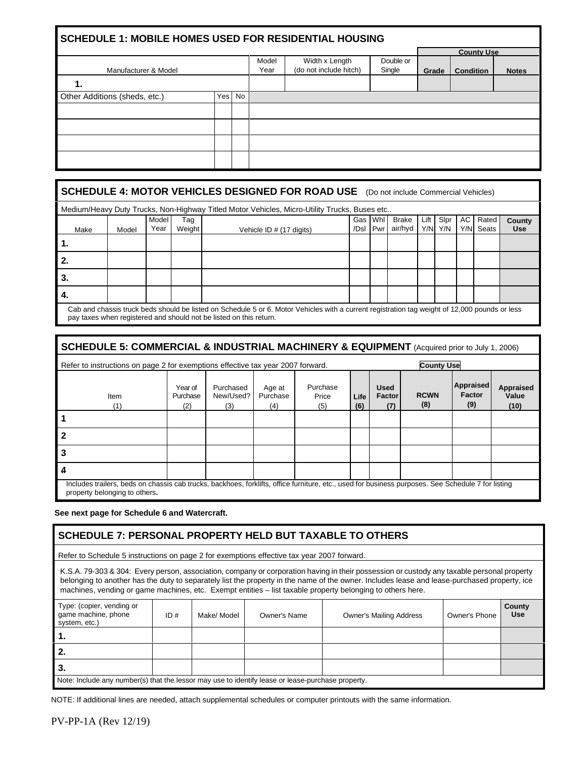## SCHEDULE 1: MOBILE HOMES USED FOR RESIDENTIAL HOUSING

| Manufacturer & Model | | | Model Year | Width x Length (do not include hitch) | Double or Single | County Use: Grade | County Use: Condition | County Use: Notes |
|---|---|---|---|---|---|---|---|---|
| 1. | | | | | | | | |
| Other Additions (sheds, etc.) | Yes | No | | | | | | |
| | | | | | | | | |
| | | | | | | | | |
| | | | | | | | | |
| | | | | | | | | |

## SCHEDULE 4: MOTOR VEHICLES DESIGNED FOR ROAD USE (Do not include Commercial Vehicles)

Medium/Heavy Duty Trucks, Non-Highway Titled Motor Vehicles, Micro-Utility Trucks, Buses etc..

| Make | Model | Model Year | Tag Weight | Vehicle ID # (17 digits) | Gas /Dsl | Whl Pwr | Brake air/hyd | Lift Y/N | Slpr Y/N | AC Y/N | Rated Seats | County Use |
|---|---|---|---|---|---|---|---|---|---|---|---|---|
| 1. | | | | | | | | | | | | |
| 2. | | | | | | | | | | | | |
| 3. | | | | | | | | | | | | |
| 4. | | | | | | | | | | | | |

Cab and chassis truck beds should be listed on Schedule 5 or 6. Motor Vehicles with a current registration tag weight of 12,000 pounds or less pay taxes when registered and should not be listed on this return.

## SCHEDULE 5: COMMERCIAL & INDUSTRIAL MACHINERY & EQUIPMENT (Acquired prior to July 1, 2006)

Refer to instructions on page 2 for exemptions effective tax year 2007 forward.

| Item (1) | Year of Purchase (2) | Purchased New/Used? (3) | Age at Purchase (4) | Purchase Price (5) | Life (6) | Used Factor (7) | County Use: RCWN (8) | County Use: Appraised Factor (9) | County Use: Appraised Value (10) |
|---|---|---|---|---|---|---|---|---|---|
| 1 | | | | | | | | | |
| 2 | | | | | | | | | |
| 3 | | | | | | | | | |
| 4 | | | | | | | | | |

Includes trailers, beds on chassis cab trucks, backhoes, forklifts, office furniture, etc., used for business purposes. See Schedule 7 for listing property belonging to others.

**See next page for Schedule 6 and Watercraft.**

## SCHEDULE 7: PERSONAL PROPERTY HELD BUT TAXABLE TO OTHERS

Refer to Schedule 5 instructions on page 2 for exemptions effective tax year 2007 forward.

K.S.A. 79-303 & 304: Every person, association, company or corporation having in their possession or custody any taxable personal property belonging to another has the duty to separately list the property in the name of the owner. Includes lease and lease-purchased property, ice machines, vending or game machines, etc. Exempt entities – list taxable property belonging to others here.

| Type: (copier, vending or game machine, phone system, etc.) | ID # | Make/ Model | Owner's Name | Owner's Mailing Address | Owner's Phone | County Use |
|---|---|---|---|---|---|---|
| 1. | | | | | | |
| 2. | | | | | | |
| 3. | | | | | | |

Note: Include any number(s) that the lessor may use to identify lease or lease-purchase property.

NOTE: If additional lines are needed, attach supplemental schedules or computer printouts with the same information.

PV-PP-1A (Rev 12/19)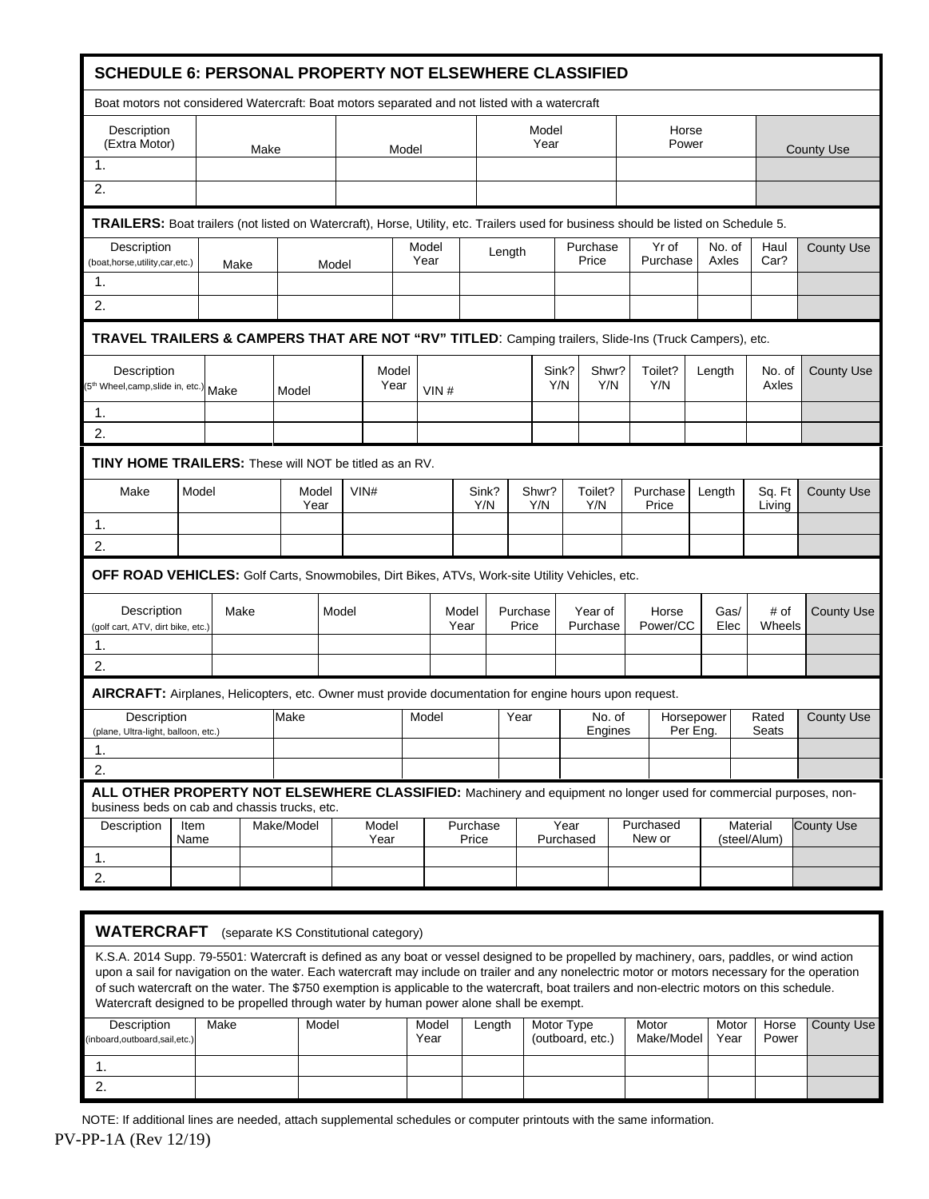## SCHEDULE 6: PERSONAL PROPERTY NOT ELSEWHERE CLASSIFIED

Boat motors not considered Watercraft: Boat motors separated and not listed with a watercraft

| Description (Extra Motor) | Make | Model | Model Year | Horse Power | County Use |
|---|---|---|---|---|---|
| 1. | | | | | |
| 2. | | | | | |

**TRAILERS:** Boat trailers (not listed on Watercraft), Horse, Utility, etc. Trailers used for business should be listed on Schedule 5.

| Description (boat,horse,utility,car,etc.) | Make | Model | Model Year | Length | Purchase Price | Yr of Purchase | No. of Axles | Haul Car? | County Use |
|---|---|---|---|---|---|---|---|---|---|
| 1. | | | | | | | | | |
| 2. | | | | | | | | | |

**TRAVEL TRAILERS & CAMPERS THAT ARE NOT "RV" TITLED**: Camping trailers, Slide-Ins (Truck Campers), etc.

| Description (5th Wheel,camp,slide in, etc.) | Make | Model | Model Year | VIN # | Sink? Y/N | Shwr? Y/N | Toilet? Y/N | Length | No. of Axles | County Use |
|---|---|---|---|---|---|---|---|---|---|---|
| 1. | | | | | | | | | | |
| 2. | | | | | | | | | | |

**TINY HOME TRAILERS:** These will NOT be titled as an RV.

| Make | Model | Model Year | VIN# | Sink? Y/N | Shwr? Y/N | Toilet? Y/N | Purchase Price | Length | Sq. Ft Living | County Use |
|---|---|---|---|---|---|---|---|---|---|---|
| 1. | | | | | | | | | | |
| 2. | | | | | | | | | | |

**OFF ROAD VEHICLES:** Golf Carts, Snowmobiles, Dirt Bikes, ATVs, Work-site Utility Vehicles, etc.

| Description (golf cart, ATV, dirt bike, etc.) | Make | Model | Model Year | Purchase Price | Year of Purchase | Horse Power/CC | Gas/ Elec | # of Wheels | County Use |
|---|---|---|---|---|---|---|---|---|---|
| 1. | | | | | | | | | |
| 2. | | | | | | | | | |

**AIRCRAFT:** Airplanes, Helicopters, etc. Owner must provide documentation for engine hours upon request.

| Description (plane, Ultra-light, balloon, etc.) | Make | Model | Year | No. of Engines | Horsepower Per Eng. | Rated Seats | County Use |
|---|---|---|---|---|---|---|---|
| 1. | | | | | | | |
| 2. | | | | | | | |

**ALL OTHER PROPERTY NOT ELSEWHERE CLASSIFIED:** Machinery and equipment no longer used for commercial purposes, non-business beds on cab and chassis trucks, etc.

| Description | Item Name | Make/Model | Model Year | Purchase Price | Year Purchased | Purchased New or | Material (steel/Alum) | County Use |
|---|---|---|---|---|---|---|---|---|
| 1. | | | | | | | | |
| 2. | | | | | | | | |

## WATERCRAFT (separate KS Constitutional category)

K.S.A. 2014 Supp. 79-5501: Watercraft is defined as any boat or vessel designed to be propelled by machinery, oars, paddles, or wind action upon a sail for navigation on the water. Each watercraft may include on trailer and any nonelectric motor or motors necessary for the operation of such watercraft on the water. The $750 exemption is applicable to the watercraft, boat trailers and non-electric motors on this schedule. Watercraft designed to be propelled through water by human power alone shall be exempt.

| Description (inboard,outboard,sail,etc.) | Make | Model | Model Year | Length | Motor Type (outboard, etc.) | Motor Make/Model | Motor Year | Horse Power | County Use |
|---|---|---|---|---|---|---|---|---|---|
| 1. | | | | | | | | | |
| 2. | | | | | | | | | |

NOTE: If additional lines are needed, attach supplemental schedules or computer printouts with the same information.

PV-PP-1A (Rev 12/19)